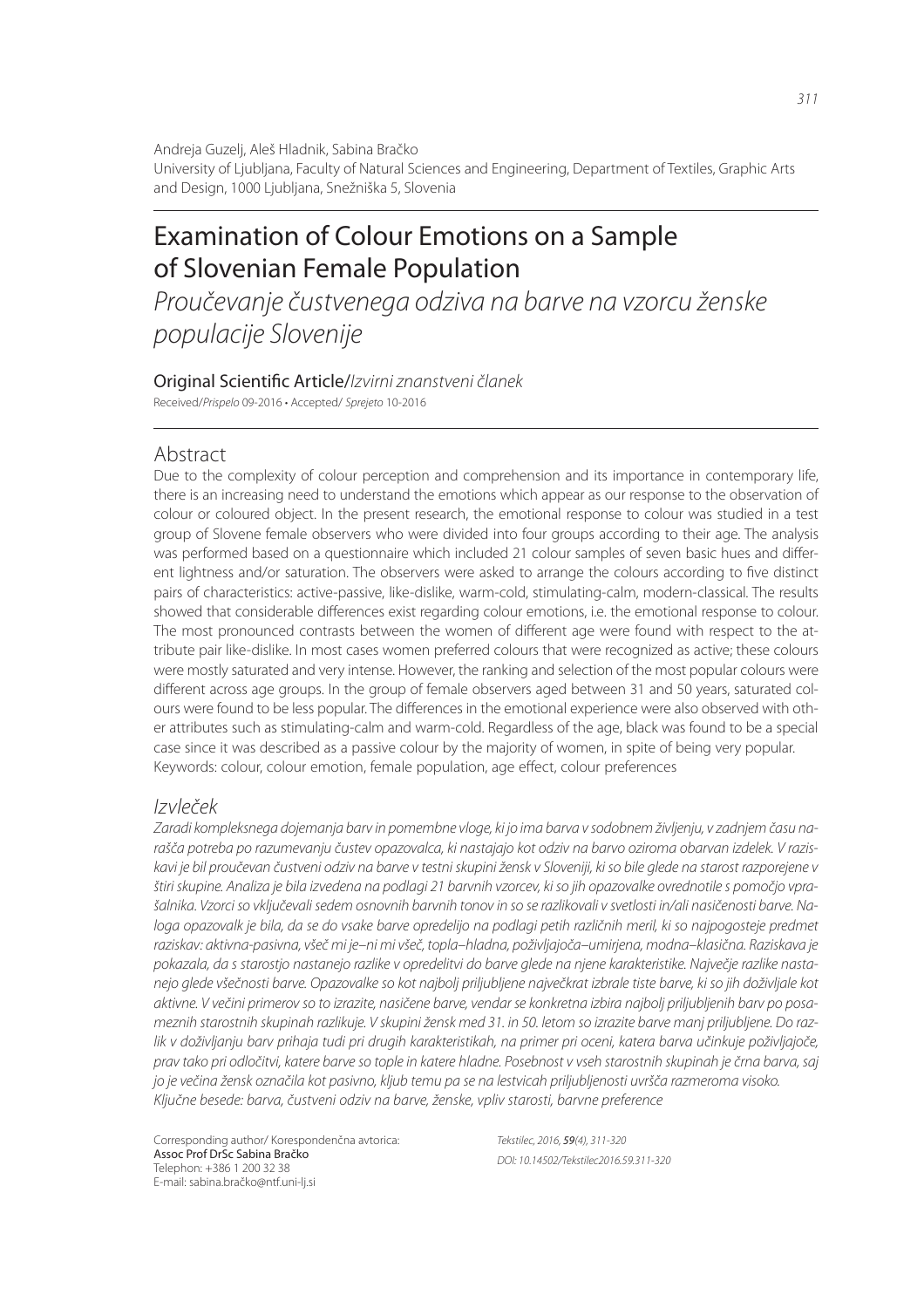Andreja Guzelj, Aleš Hladnik, Sabina Bračko
University of Ljubljana, Faculty of Natural Sciences and Engineering, Department of Textiles, Graphic Arts and Design, 1000 Ljubljana, Snežniška 5, Slovenia

# Examination of Colour Emotions on a Sample of Slovenian Female Population

*Proučevanje čustvenega odziva na barve na vzorcu ženske populacije Slovenije*

Original Scientific Article/*Izvirni znanstveni članek*

Received/*Prispelo* 09-2016 • Accepted/ *Sprejeto* 10-2016

## Abstract

Due to the complexity of colour perception and comprehension and its importance in contemporary life, there is an increasing need to understand the emotions which appear as our response to the observation of colour or coloured object. In the present research, the emotional response to colour was studied in a test group of Slovene female observers who were divided into four groups according to their age. The analysis was performed based on a questionnaire which included 21 colour samples of seven basic hues and different lightness and/or saturation. The observers were asked to arrange the colours according to five distinct pairs of characteristics: active-passive, like-dislike, warm-cold, stimulating-calm, modern-classical. The results showed that considerable differences exist regarding colour emotions, i.e. the emotional response to colour. The most pronounced contrasts between the women of different age were found with respect to the attribute pair like-dislike. In most cases women preferred colours that were recognized as active; these colours were mostly saturated and very intense. However, the ranking and selection of the most popular colours were different across age groups. In the group of female observers aged between 31 and 50 years, saturated colours were found to be less popular. The differences in the emotional experience were also observed with other attributes such as stimulating-calm and warm-cold. Regardless of the age, black was found to be a special case since it was described as a passive colour by the majority of women, in spite of being very popular.

Keywords: colour, colour emotion, female population, age effect, colour preferences

## *Izvleček*

*Zaradi kompleksnega dojemanja barv in pomembne vloge, ki jo ima barva v sodobnem življenju, v zadnjem času narašča potreba po razumevanju čustev opazovalca, ki nastajajo kot odziv na barvo oziroma obarvan izdelek. V raziskavi je bil proučevan čustveni odziv na barve v testni skupini žensk v Sloveniji, ki so bile glede na starost razporejene v štiri skupine. Analiza je bila izvedena na podlagi 21 barvnih vzorcev, ki so jih opazovalke ovrednotile s pomočjo vprašalnika. Vzorci so vključevali sedem osnovnih barvnih tonov in so se razlikovali v svetlosti in/ali nasičenosti barve. Naloga opazovalk je bila, da se do vsake barve opredelijo na podlagi petih različnih meril, ki so najpogosteje predmet raziskav: aktivna-pasivna, všeč mi je–ni mi všeč, topla–hladna, poživljajoča–umirjena, modna–klasična. Raziskava je pokazala, da s starostjo nastanejo razlike v opredelitvi do barve glede na njene karakteristike. Največje razlike nastanejo glede všečnosti barve. Opazovalke so kot najbolj priljubljene največkrat izbrale tiste barve, ki so jih doživljale kot aktivne. V večini primerov so to izrazite, nasičene barve, vendar se konkretna izbira najbolj priljubljenih barv po posameznih starostnih skupinah razlikuje. V skupini žensk med 31. in 50. letom so izrazite barve manj priljubljene. Do razlik v doživljanju barv prihaja tudi pri drugih karakteristikah, na primer pri oceni, katera barva učinkuje poživljajoče, prav tako pri odločitvi, katere barve so tople in katere hladne. Posebnost v vseh starostnih skupinah je črna barva, saj jo je večina žensk označila kot pasivno, kljub temu pa se na lestvicah priljubljenosti uvršča razmeroma visoko.*

*Ključne besede: barva, čustveni odziv na barve, ženske, vpliv starosti, barvne preference*

Corresponding author/ Korespondenčna avtorica:
Assoc Prof DrSc Sabina Bračko
Telephon: +386 1 200 32 38
E-mail: sabina.bračko@ntf.uni-lj.si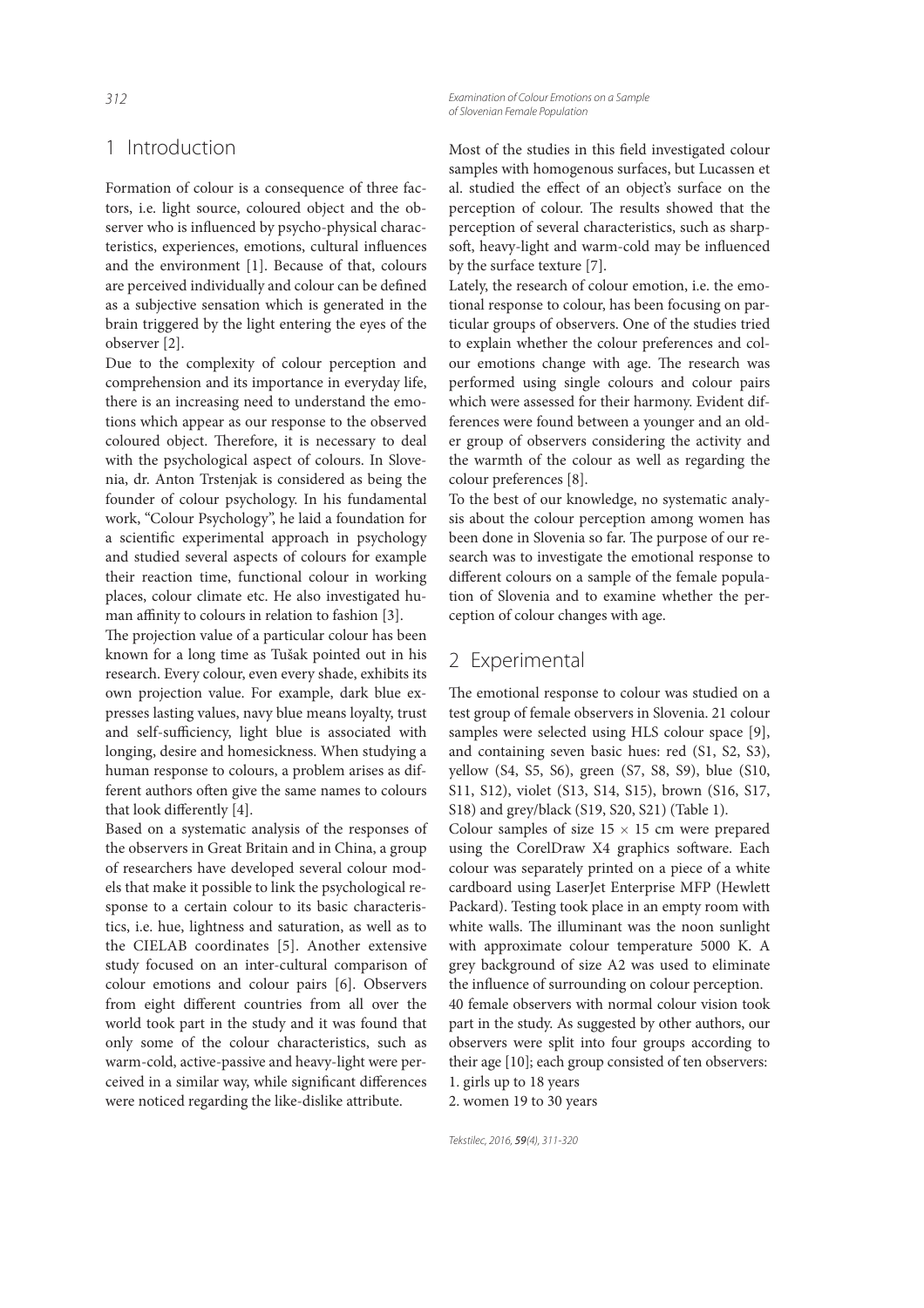## 1 Introduction

Formation of colour is a consequence of three factors, i.e. light source, coloured object and the observer who is influenced by psycho-physical characteristics, experiences, emotions, cultural influences and the environment [1]. Because of that, colours are perceived individually and colour can be defined as a subjective sensation which is generated in the brain triggered by the light entering the eyes of the observer [2].

Due to the complexity of colour perception and comprehension and its importance in everyday life, there is an increasing need to understand the emotions which appear as our response to the observed coloured object. Therefore, it is necessary to deal with the psychological aspect of colours. In Slovenia, dr. Anton Trstenjak is considered as being the founder of colour psychology. In his fundamental work, "Colour Psychology", he laid a foundation for a scientific experimental approach in psychology and studied several aspects of colours for example their reaction time, functional colour in working places, colour climate etc. He also investigated human affinity to colours in relation to fashion [3].

The projection value of a particular colour has been known for a long time as Tušak pointed out in his research. Every colour, even every shade, exhibits its own projection value. For example, dark blue expresses lasting values, navy blue means loyalty, trust and self-sufficiency, light blue is associated with longing, desire and homesickness. When studying a human response to colours, a problem arises as different authors often give the same names to colours that look differently [4].

Based on a systematic analysis of the responses of the observers in Great Britain and in China, a group of researchers have developed several colour models that make it possible to link the psychological response to a certain colour to its basic characteristics, i.e. hue, lightness and saturation, as well as to the CIELAB coordinates [5]. Another extensive study focused on an inter-cultural comparison of colour emotions and colour pairs [6]. Observers from eight different countries from all over the world took part in the study and it was found that only some of the colour characteristics, such as warm-cold, active-passive and heavy-light were perceived in a similar way, while significant differences were noticed regarding the like-dislike attribute.

Most of the studies in this field investigated colour samples with homogenous surfaces, but Lucassen et al. studied the effect of an object's surface on the perception of colour. The results showed that the perception of several characteristics, such as sharp-soft, heavy-light and warm-cold may be influenced by the surface texture [7].

Lately, the research of colour emotion, i.e. the emotional response to colour, has been focusing on particular groups of observers. One of the studies tried to explain whether the colour preferences and colour emotions change with age. The research was performed using single colours and colour pairs which were assessed for their harmony. Evident differences were found between a younger and an older group of observers considering the activity and the warmth of the colour as well as regarding the colour preferences [8].

To the best of our knowledge, no systematic analysis about the colour perception among women has been done in Slovenia so far. The purpose of our research was to investigate the emotional response to different colours on a sample of the female population of Slovenia and to examine whether the perception of colour changes with age.

## 2 Experimental

The emotional response to colour was studied on a test group of female observers in Slovenia. 21 colour samples were selected using HLS colour space [9], and containing seven basic hues: red (S1, S2, S3), yellow (S4, S5, S6), green (S7, S8, S9), blue (S10, S11, S12), violet (S13, S14, S15), brown (S16, S17, S18) and grey/black (S19, S20, S21) (Table 1).

Colour samples of size 15 × 15 cm were prepared using the CorelDraw X4 graphics software. Each colour was separately printed on a piece of a white cardboard using LaserJet Enterprise MFP (Hewlett Packard). Testing took place in an empty room with white walls. The illuminant was the noon sunlight with approximate colour temperature 5000 K. A grey background of size A2 was used to eliminate the influence of surrounding on colour perception.

40 female observers with normal colour vision took part in the study. As suggested by other authors, our observers were split into four groups according to their age [10]; each group consisted of ten observers:

1. girls up to 18 years
2. women 19 to 30 years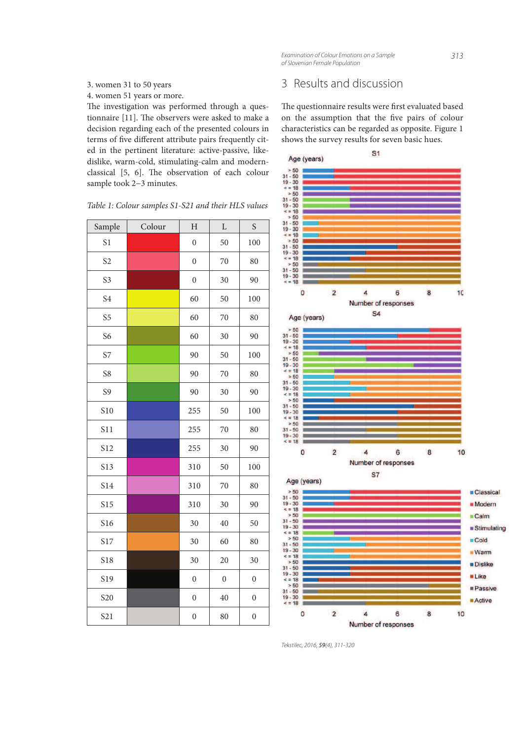3. women 31 to 50 years
4. women 51 years or more.

The investigation was performed through a questionnaire [11]. The observers were asked to make a decision regarding each of the presented colours in terms of five different attribute pairs frequently cited in the pertinent literature: active-passive, like-dislike, warm-cold, stimulating-calm and modern-classical [5, 6]. The observation of each colour sample took 2–3 minutes.

*Table 1: Colour samples S1-S21 and their HLS values*

| Sample | Colour | H | L | S |
|---|---|---|---|---|
| S1 | | 0 | 50 | 100 |
| S2 | | 0 | 70 | 80 |
| S3 | | 0 | 30 | 90 |
| S4 | | 60 | 50 | 100 |
| S5 | | 60 | 70 | 80 |
| S6 | | 60 | 30 | 90 |
| S7 | | 90 | 50 | 100 |
| S8 | | 90 | 70 | 80 |
| S9 | | 90 | 30 | 90 |
| S10 | | 255 | 50 | 100 |
| S11 | | 255 | 70 | 80 |
| S12 | | 255 | 30 | 90 |
| S13 | | 310 | 50 | 100 |
| S14 | | 310 | 70 | 80 |
| S15 | | 310 | 30 | 90 |
| S16 | | 30 | 40 | 50 |
| S17 | | 30 | 60 | 80 |
| S18 | | 30 | 20 | 30 |
| S19 | | 0 | 0 | 0 |
| S20 | | 0 | 40 | 0 |
| S21 | | 0 | 80 | 0 |

## 3 Results and discussion

The questionnaire results were first evaluated based on the assumption that the five pairs of colour characteristics can be regarded as opposite. Figure 1 shows the survey results for seven basic hues.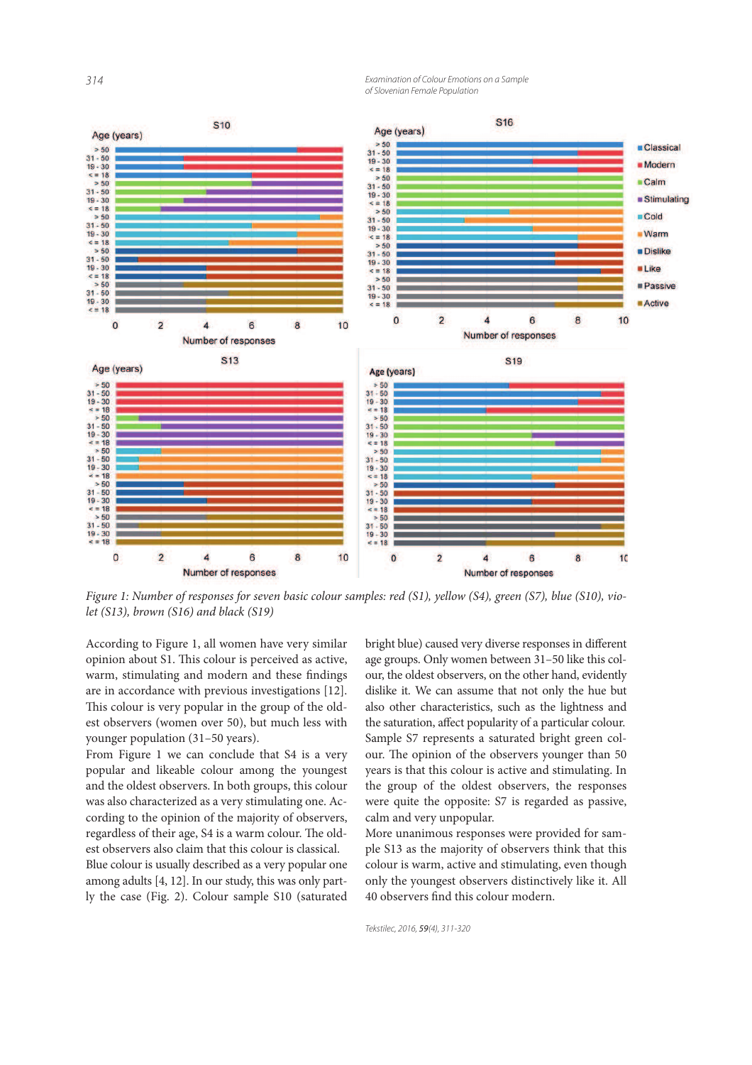*Figure 1: Number of responses for seven basic colour samples: red (S1), yellow (S4), green (S7), blue (S10), violet (S13), brown (S16) and black (S19)*

According to Figure 1, all women have very similar opinion about S1. This colour is perceived as active, warm, stimulating and modern and these findings are in accordance with previous investigations [12]. This colour is very popular in the group of the oldest observers (women over 50), but much less with younger population (31–50 years).

From Figure 1 we can conclude that S4 is a very popular and likeable colour among the youngest and the oldest observers. In both groups, this colour was also characterized as a very stimulating one. According to the opinion of the majority of observers, regardless of their age, S4 is a warm colour. The oldest observers also claim that this colour is classical.

Blue colour is usually described as a very popular one among adults [4, 12]. In our study, this was only partly the case (Fig. 2). Colour sample S10 (saturated bright blue) caused very diverse responses in different age groups. Only women between 31–50 like this colour, the oldest observers, on the other hand, evidently dislike it. We can assume that not only the hue but also other characteristics, such as the lightness and the saturation, affect popularity of a particular colour. Sample S7 represents a saturated bright green colour. The opinion of the observers younger than 50 years is that this colour is active and stimulating. In the group of the oldest observers, the responses were quite the opposite: S7 is regarded as passive, calm and very unpopular.

More unanimous responses were provided for sample S13 as the majority of observers think that this colour is warm, active and stimulating, even though only the youngest observers distinctively like it. All 40 observers find this colour modern.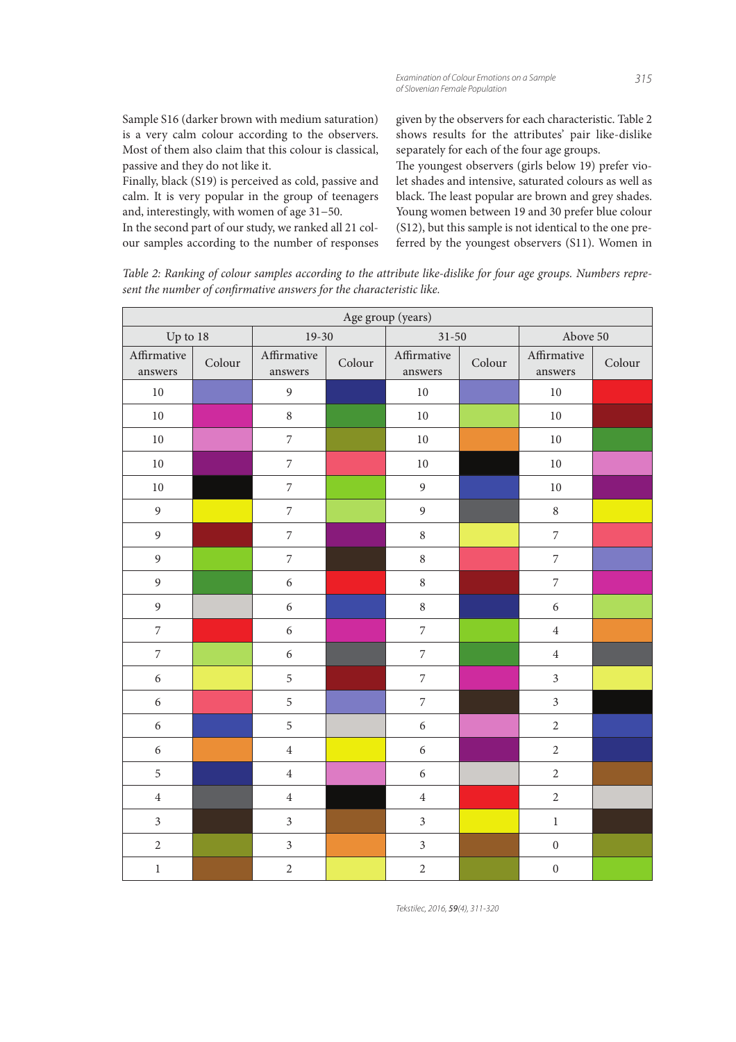Sample S16 (darker brown with medium saturation) is a very calm colour according to the observers. Most of them also claim that this colour is classical, passive and they do not like it.

Finally, black (S19) is perceived as cold, passive and calm. It is very popular in the group of teenagers and, interestingly, with women of age 31–50.

In the second part of our study, we ranked all 21 colour samples according to the number of responses given by the observers for each characteristic. Table 2 shows results for the attributes' pair like-dislike separately for each of the four age groups.

The youngest observers (girls below 19) prefer violet shades and intensive, saturated colours as well as black. The least popular are brown and grey shades. Young women between 19 and 30 prefer blue colour (S12), but this sample is not identical to the one preferred by the youngest observers (S11). Women in

*Table 2: Ranking of colour samples according to the attribute like-dislike for four age groups. Numbers represent the number of confirmative answers for the characteristic like.*

| Age group (years) | | | | | | | |
|---|---|---|---|---|---|---|---|
| Up to 18 | | 19-30 | | 31-50 | | Above 50 | |
| Affirmative answers | Colour | Affirmative answers | Colour | Affirmative answers | Colour | Affirmative answers | Colour |
| 10 | | 9 | | 10 | | 10 | |
| 10 | | 8 | | 10 | | 10 | |
| 10 | | 7 | | 10 | | 10 | |
| 10 | | 7 | | 10 | | 10 | |
| 10 | | 7 | | 9 | | 10 | |
| 9 | | 7 | | 9 | | 8 | |
| 9 | | 7 | | 8 | | 7 | |
| 9 | | 7 | | 8 | | 7 | |
| 9 | | 6 | | 8 | | 7 | |
| 9 | | 6 | | 8 | | 6 | |
| 7 | | 6 | | 7 | | 4 | |
| 7 | | 6 | | 7 | | 4 | |
| 6 | | 5 | | 7 | | 3 | |
| 6 | | 5 | | 7 | | 3 | |
| 6 | | 5 | | 6 | | 2 | |
| 6 | | 4 | | 6 | | 2 | |
| 5 | | 4 | | 6 | | 2 | |
| 4 | | 4 | | 4 | | 2 | |
| 3 | | 3 | | 3 | | 1 | |
| 2 | | 3 | | 3 | | 0 | |
| 1 | | 2 | | 2 | | 0 | |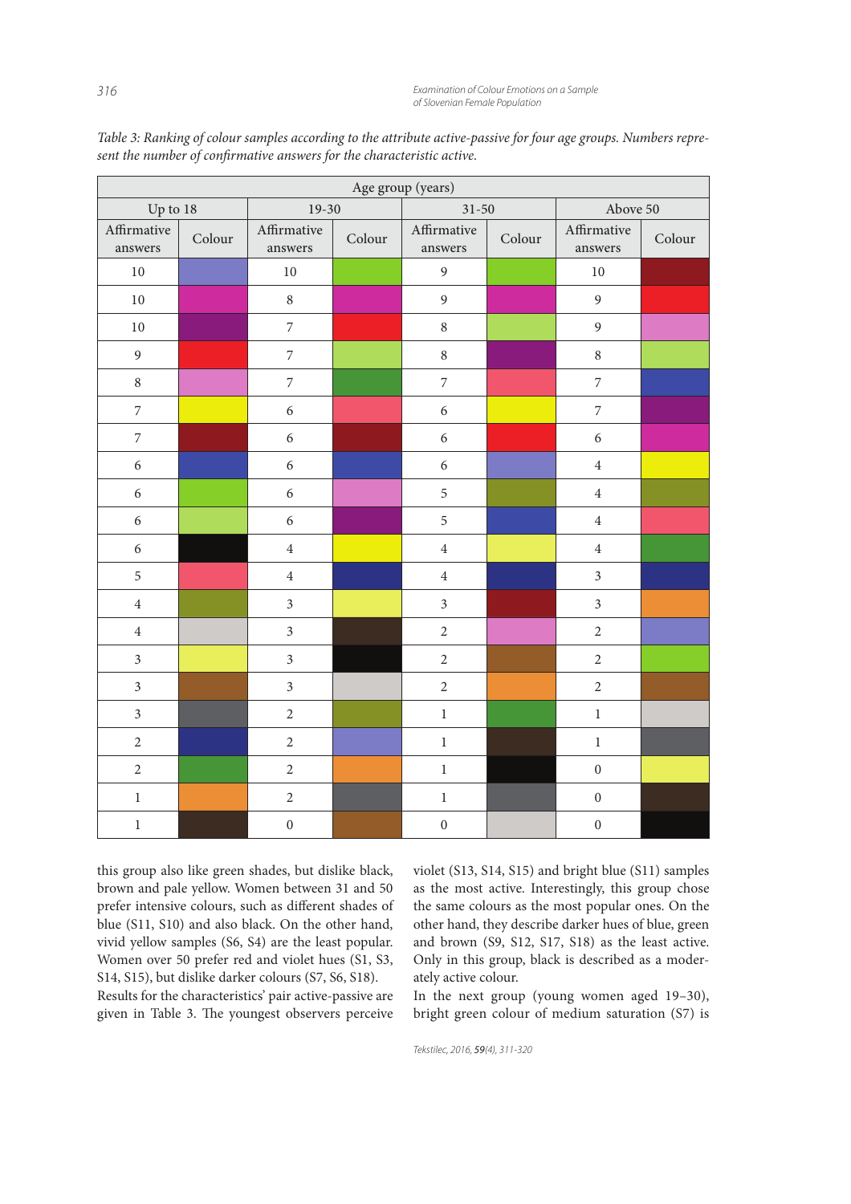*Table 3: Ranking of colour samples according to the attribute active-passive for four age groups. Numbers represent the number of confirmative answers for the characteristic active.*

| Age group (years) | | | | | | | |
|---|---|---|---|---|---|---|---|
| Up to 18 | | 19-30 | | 31-50 | | Above 50 | |
| Affirmative answers | Colour | Affirmative answers | Colour | Affirmative answers | Colour | Affirmative answers | Colour |
| 10 | | 10 | | 9 | | 10 | |
| 10 | | 8 | | 9 | | 9 | |
| 10 | | 7 | | 8 | | 9 | |
| 9 | | 7 | | 8 | | 8 | |
| 8 | | 7 | | 7 | | 7 | |
| 7 | | 6 | | 6 | | 7 | |
| 7 | | 6 | | 6 | | 6 | |
| 6 | | 6 | | 6 | | 4 | |
| 6 | | 6 | | 5 | | 4 | |
| 6 | | 6 | | 5 | | 4 | |
| 6 | | 4 | | 4 | | 4 | |
| 5 | | 4 | | 4 | | 3 | |
| 4 | | 3 | | 3 | | 3 | |
| 4 | | 3 | | 2 | | 2 | |
| 3 | | 3 | | 2 | | 2 | |
| 3 | | 3 | | 2 | | 2 | |
| 3 | | 2 | | 1 | | 1 | |
| 2 | | 2 | | 1 | | 1 | |
| 2 | | 2 | | 1 | | 0 | |
| 1 | | 2 | | 1 | | 0 | |
| 1 | | 0 | | 0 | | 0 | |

this group also like green shades, but dislike black, brown and pale yellow. Women between 31 and 50 prefer intensive colours, such as different shades of blue (S11, S10) and also black. On the other hand, vivid yellow samples (S6, S4) are the least popular. Women over 50 prefer red and violet hues (S1, S3, S14, S15), but dislike darker colours (S7, S6, S18).

Results for the characteristics' pair active-passive are given in Table 3. The youngest observers perceive violet (S13, S14, S15) and bright blue (S11) samples as the most active. Interestingly, this group chose the same colours as the most popular ones. On the other hand, they describe darker hues of blue, green and brown (S9, S12, S17, S18) as the least active. Only in this group, black is described as a moderately active colour.

In the next group (young women aged 19–30), bright green colour of medium saturation (S7) is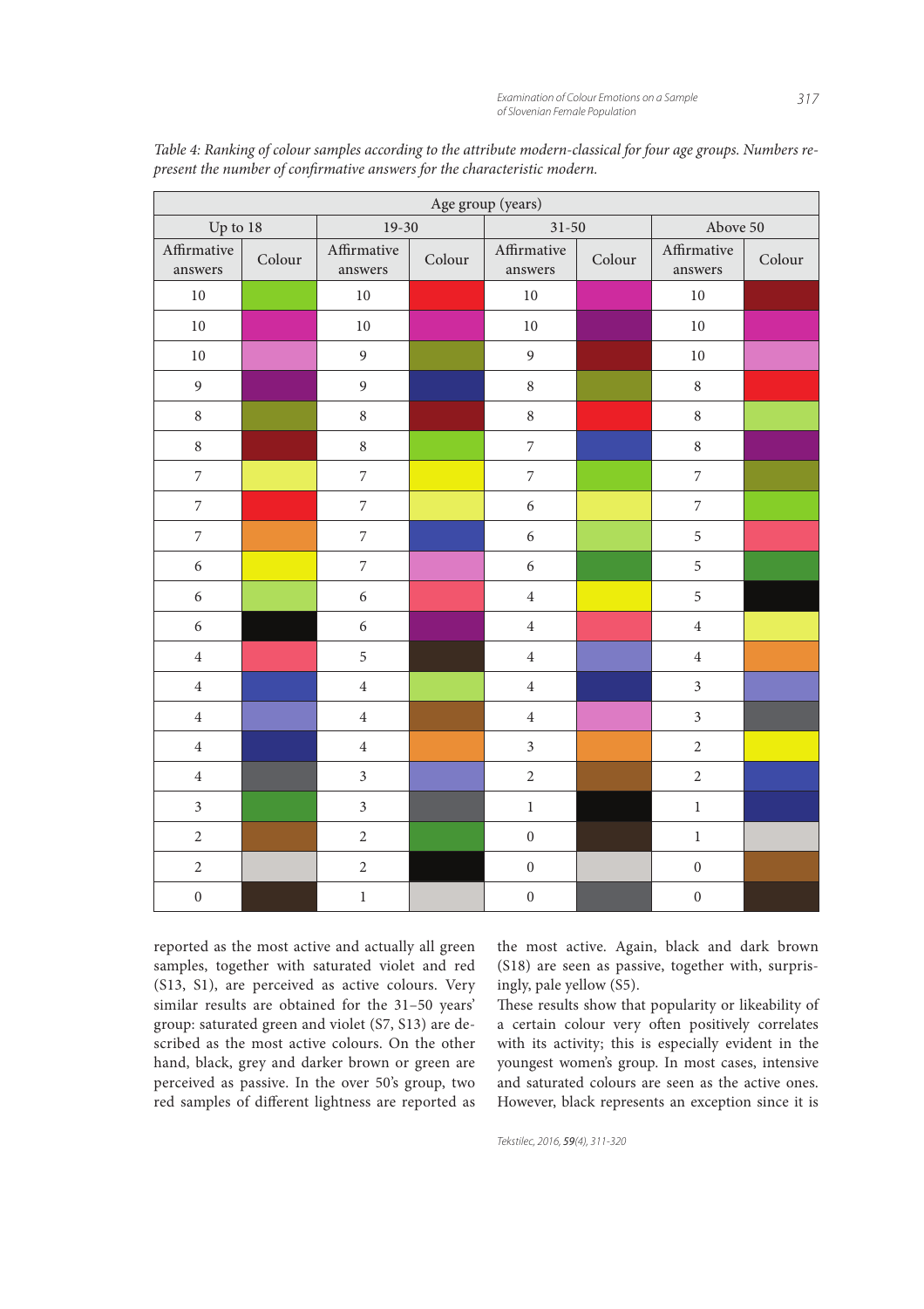*Table 4: Ranking of colour samples according to the attribute modern-classical for four age groups. Numbers represent the number of confirmative answers for the characteristic modern.*

| Age group (years) | | | | | | | |
|---|---|---|---|---|---|---|---|
| Up to 18 | | 19-30 | | 31-50 | | Above 50 | |
| Affirmative answers | Colour | Affirmative answers | Colour | Affirmative answers | Colour | Affirmative answers | Colour |
| 10 | | 10 | | 10 | | 10 | |
| 10 | | 10 | | 10 | | 10 | |
| 10 | | 9 | | 9 | | 10 | |
| 9 | | 9 | | 8 | | 8 | |
| 8 | | 8 | | 8 | | 8 | |
| 8 | | 8 | | 7 | | 8 | |
| 7 | | 7 | | 7 | | 7 | |
| 7 | | 7 | | 6 | | 7 | |
| 7 | | 7 | | 6 | | 5 | |
| 6 | | 7 | | 6 | | 5 | |
| 6 | | 6 | | 4 | | 5 | |
| 6 | | 6 | | 4 | | 4 | |
| 4 | | 5 | | 4 | | 4 | |
| 4 | | 4 | | 4 | | 3 | |
| 4 | | 4 | | 4 | | 3 | |
| 4 | | 4 | | 3 | | 2 | |
| 4 | | 3 | | 2 | | 2 | |
| 3 | | 3 | | 1 | | 1 | |
| 2 | | 2 | | 0 | | 1 | |
| 2 | | 2 | | 0 | | 0 | |
| 0 | | 1 | | 0 | | 0 | |

reported as the most active and actually all green samples, together with saturated violet and red (S13, S1), are perceived as active colours. Very similar results are obtained for the 31–50 years' group: saturated green and violet (S7, S13) are described as the most active colours. On the other hand, black, grey and darker brown or green are perceived as passive. In the over 50's group, two red samples of different lightness are reported as the most active. Again, black and dark brown (S18) are seen as passive, together with, surprisingly, pale yellow (S5).

These results show that popularity or likeability of a certain colour very often positively correlates with its activity; this is especially evident in the youngest women's group. In most cases, intensive and saturated colours are seen as the active ones. However, black represents an exception since it is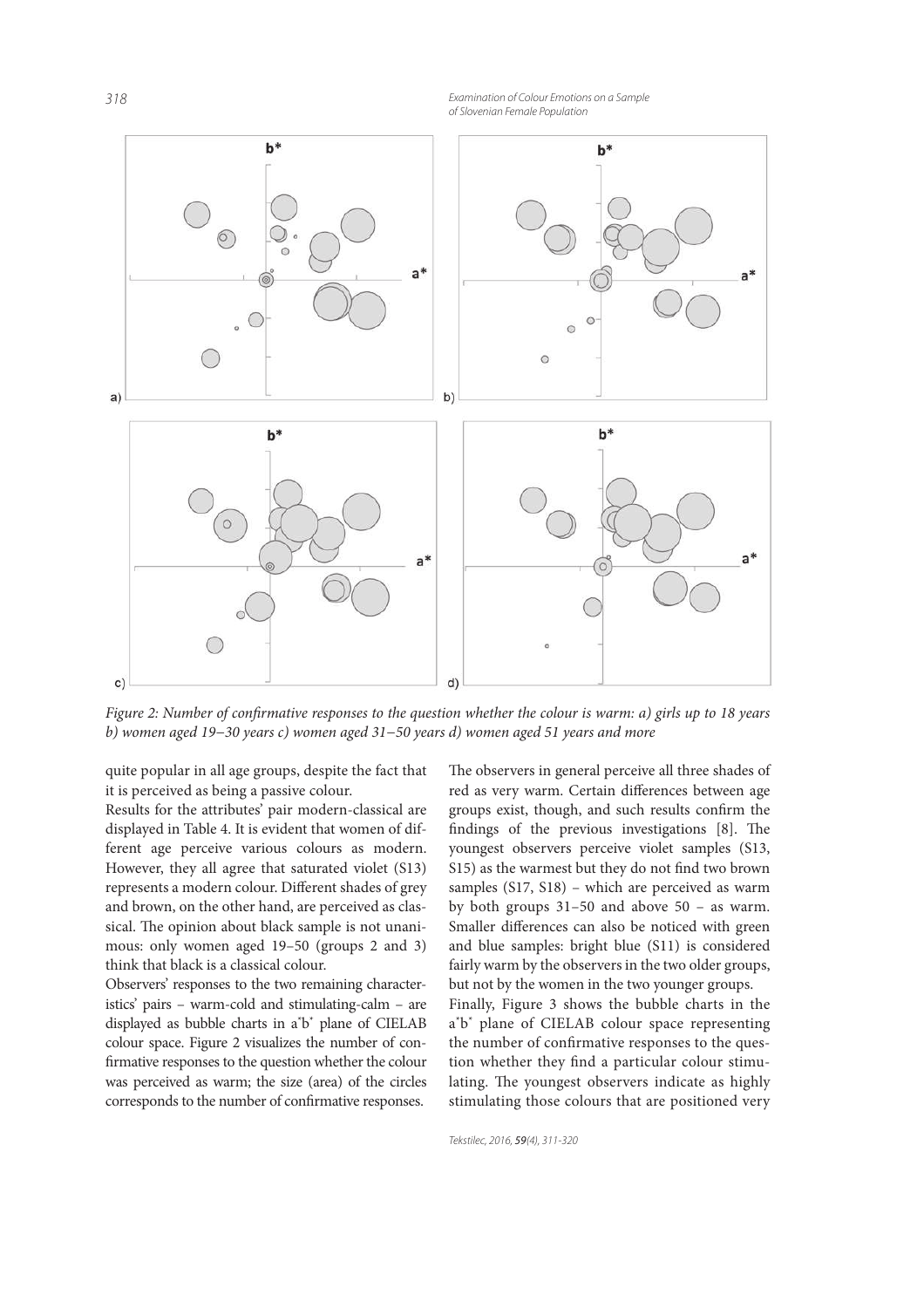*Figure 2: Number of confirmative responses to the question whether the colour is warm: a) girls up to 18 years b) women aged 19–30 years c) women aged 31–50 years d) women aged 51 years and more*

quite popular in all age groups, despite the fact that it is perceived as being a passive colour.

Results for the attributes' pair modern-classical are displayed in Table 4. It is evident that women of different age perceive various colours as modern. However, they all agree that saturated violet (S13) represents a modern colour. Different shades of grey and brown, on the other hand, are perceived as classical. The opinion about black sample is not unanimous: only women aged 19–50 (groups 2 and 3) think that black is a classical colour.

Observers' responses to the two remaining characteristics' pairs – warm-cold and stimulating-calm – are displayed as bubble charts in $a^*b^*$ plane of CIELAB colour space. Figure 2 visualizes the number of confirmative responses to the question whether the colour was perceived as warm; the size (area) of the circles corresponds to the number of confirmative responses.

The observers in general perceive all three shades of red as very warm. Certain differences between age groups exist, though, and such results confirm the findings of the previous investigations [8]. The youngest observers perceive violet samples (S13, S15) as the warmest but they do not find two brown samples (S17, S18) – which are perceived as warm by both groups 31–50 and above 50 – as warm. Smaller differences can also be noticed with green and blue samples: bright blue (S11) is considered fairly warm by the observers in the two older groups, but not by the women in the two younger groups.

Finally, Figure 3 shows the bubble charts in the $a^*b^*$ plane of CIELAB colour space representing the number of confirmative responses to the question whether they find a particular colour stimulating. The youngest observers indicate as highly stimulating those colours that are positioned very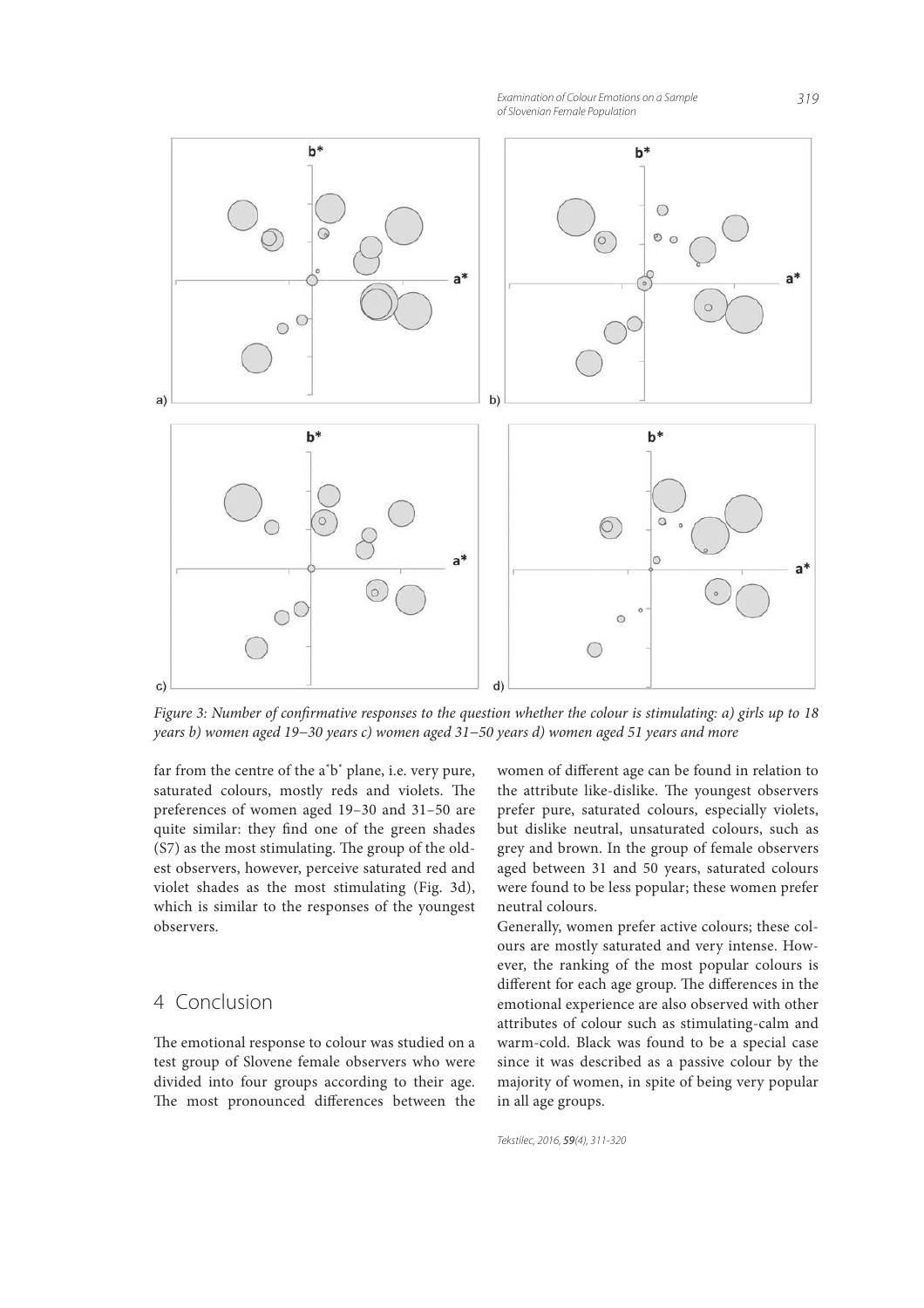Figure 3: Number of confirmative responses to the question whether the colour is stimulating: a) girls up to 18 years b) women aged 19–30 years c) women aged 31–50 years d) women aged 51 years and more

far from the centre of the a*b* plane, i.e. very pure, saturated colours, mostly reds and violets. The preferences of women aged 19–30 and 31–50 are quite similar: they find one of the green shades (S7) as the most stimulating. The group of the oldest observers, however, perceive saturated red and violet shades as the most stimulating (Fig. 3d), which is similar to the responses of the youngest observers.

## 4 Conclusion

The emotional response to colour was studied on a test group of Slovene female observers who were divided into four groups according to their age. The most pronounced differences between the women of different age can be found in relation to the attribute like-dislike. The youngest observers prefer pure, saturated colours, especially violets, but dislike neutral, unsaturated colours, such as grey and brown. In the group of female observers aged between 31 and 50 years, saturated colours were found to be less popular; these women prefer neutral colours.

Generally, women prefer active colours; these colours are mostly saturated and very intense. However, the ranking of the most popular colours is different for each age group. The differences in the emotional experience are also observed with other attributes of colour such as stimulating-calm and warm-cold. Black was found to be a special case since it was described as a passive colour by the majority of women, in spite of being very popular in all age groups.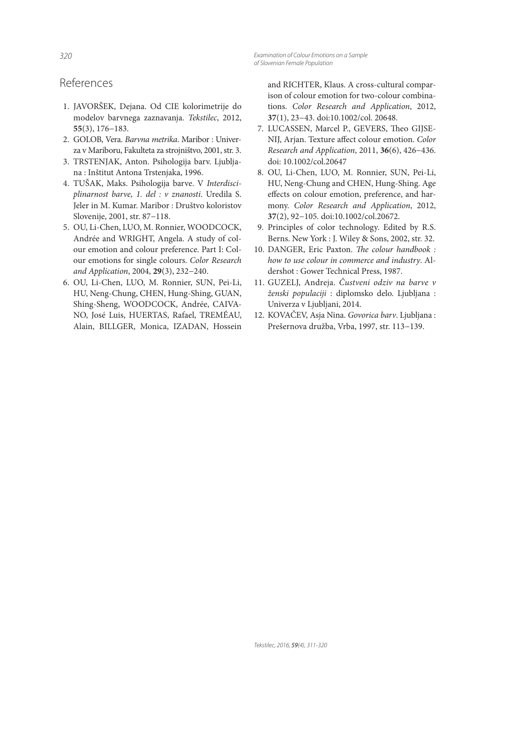## References

1. JAVORŠEK, Dejana. Od CIE kolorimetrije do modelov barvnega zaznavanja. *Tekstilec*, 2012, **55**(3), 176−183.
2. GOLOB, Vera. *Barvna metrika*. Maribor : Univerza v Mariboru, Fakulteta za strojništvo, 2001, str. 3.
3. TRSTENJAK, Anton. Psihologija barv. Ljubljana : Inštitut Antona Trstenjaka, 1996.
4. TUŠAK, Maks. Psihologija barve. V *Interdisciplinarnost barve, 1. del : v znanosti*. Uredila S. Jeler in M. Kumar. Maribor : Društvo koloristov Slovenije, 2001, str. 87−118.
5. OU, Li-Chen, LUO, M. Ronnier, WOODCOCK, Andrée and WRIGHT, Angela. A study of colour emotion and colour preference. Part I: Colour emotions for single colours. *Color Research and Application*, 2004, **29**(3), 232−240.
6. OU, Li-Chen, LUO, M. Ronnier, SUN, Pei-Li, HU, Neng-Chung, CHEN, Hung-Shing, GUAN, Shing-Sheng, WOODCOCK, Andrée, CAIVANO, José Luis, HUERTAS, Rafael, TREMÉAU, Alain, BILLGER, Monica, IZADAN, Hossein and RICHTER, Klaus. A cross-cultural comparison of colour emotion for two-colour combinations. *Color Research and Application*, 2012, **37**(1), 23−43. doi:10.1002/col. 20648.
7. LUCASSEN, Marcel P., GEVERS, Theo GIJSENIJ, Arjan. Texture affect colour emotion. *Color Research and Application*, 2011, **36**(6), 426−436. doi: 10.1002/col.20647
8. OU, Li-Chen, LUO, M. Ronnier, SUN, Pei-Li, HU, Neng-Chung and CHEN, Hung-Shing. Age effects on colour emotion, preference, and harmony. *Color Research and Application*, 2012, **37**(2), 92−105. doi:10.1002/col.20672.
9. Principles of color technology. Edited by R.S. Berns. New York : J. Wiley & Sons, 2002, str. 32.
10. DANGER, Eric Paxton. *The colour handbook : how to use colour in commerce and industry*. Aldershot : Gower Technical Press, 1987.
11. GUZELJ, Andreja. *Čustveni odziv na barve v ženski populaciji* : diplomsko delo. Ljubljana : Univerza v Ljubljani, 2014.
12. KOVAČEV, Asja Nina. *Govorica barv*. Ljubljana : Prešernova družba, Vrba, 1997, str. 113−139.